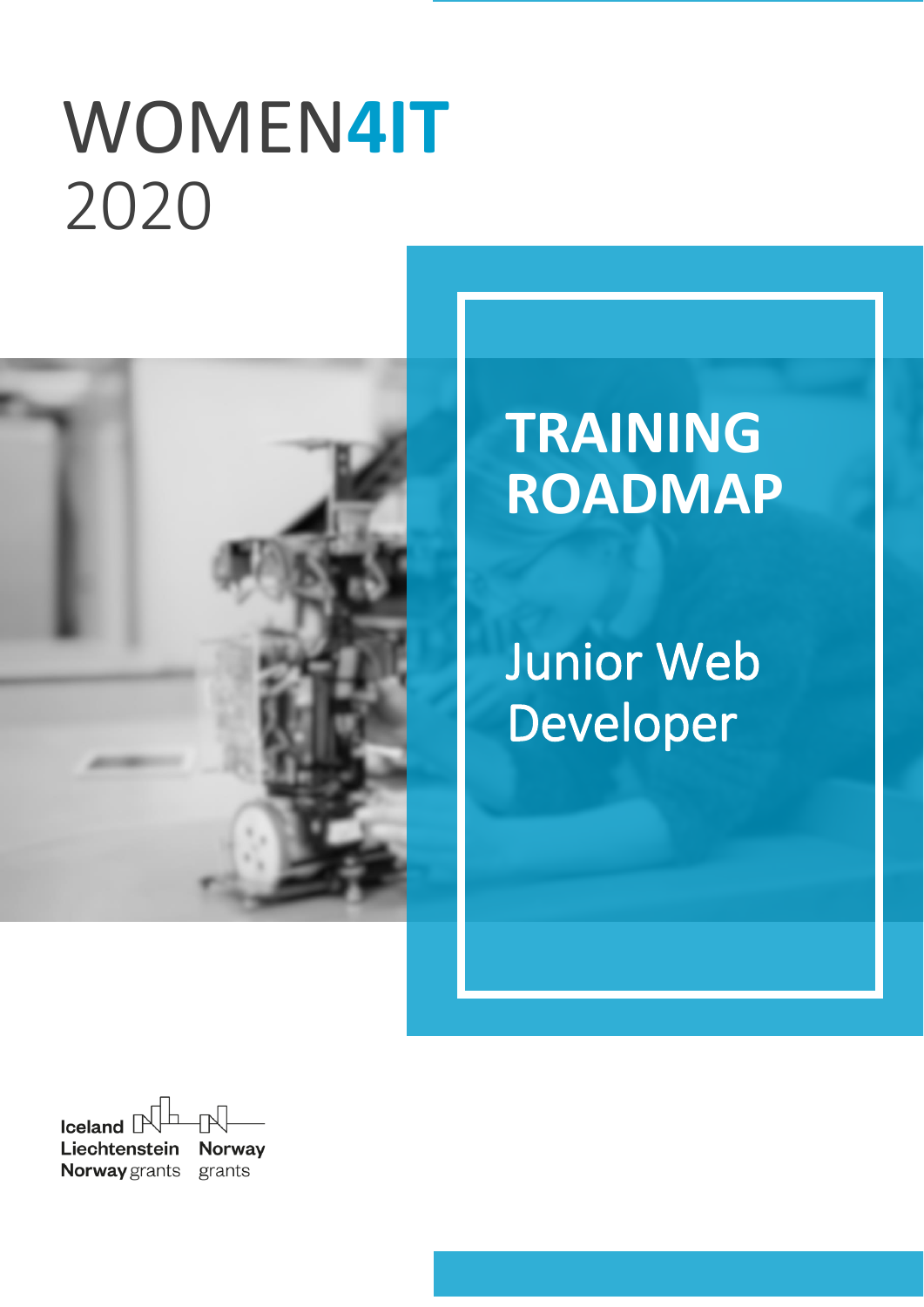# WOMEN4IT
# 2020

## TRAINING ROADMAP

## Junior Web Developer

Iceland Liechtenstein Norway grants

Norway grants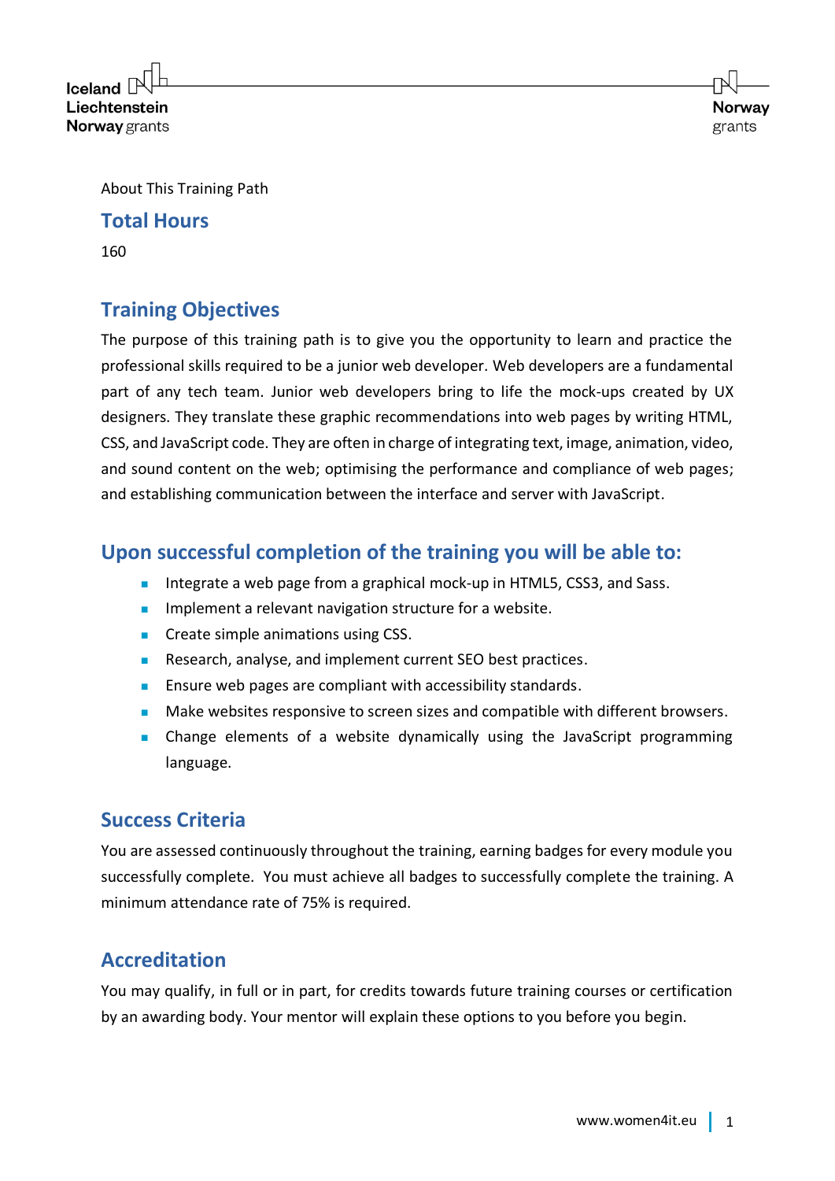About This Training Path

## Total Hours

160

## Training Objectives

The purpose of this training path is to give you the opportunity to learn and practice the professional skills required to be a junior web developer. Web developers are a fundamental part of any tech team. Junior web developers bring to life the mock-ups created by UX designers. They translate these graphic recommendations into web pages by writing HTML, CSS, and JavaScript code. They are often in charge of integrating text, image, animation, video, and sound content on the web; optimising the performance and compliance of web pages; and establishing communication between the interface and server with JavaScript.

## Upon successful completion of the training you will be able to:

- Integrate a web page from a graphical mock-up in HTML5, CSS3, and Sass.
- Implement a relevant navigation structure for a website.
- Create simple animations using CSS.
- Research, analyse, and implement current SEO best practices.
- Ensure web pages are compliant with accessibility standards.
- Make websites responsive to screen sizes and compatible with different browsers.
- Change elements of a website dynamically using the JavaScript programming language.

## Success Criteria

You are assessed continuously throughout the training, earning badges for every module you successfully complete. You must achieve all badges to successfully complete the training. A minimum attendance rate of 75% is required.

## Accreditation

You may qualify, in full or in part, for credits towards future training courses or certification by an awarding body. Your mentor will explain these options to you before you begin.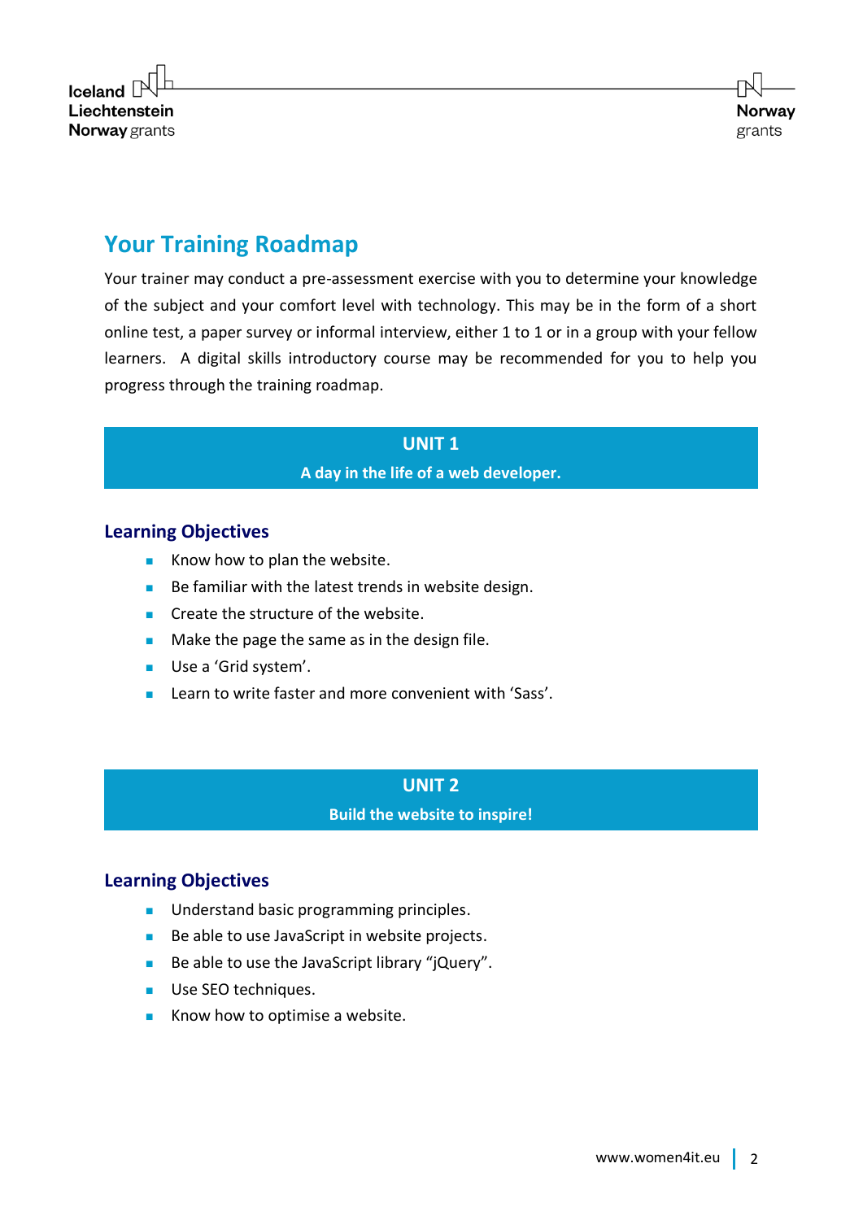## Your Training Roadmap

Your trainer may conduct a pre-assessment exercise with you to determine your knowledge of the subject and your comfort level with technology. This may be in the form of a short online test, a paper survey or informal interview, either 1 to 1 or in a group with your fellow learners. A digital skills introductory course may be recommended for you to help you progress through the training roadmap.

### UNIT 1
**A day in the life of a web developer.**

#### Learning Objectives

- Know how to plan the website.
- Be familiar with the latest trends in website design.
- Create the structure of the website.
- Make the page the same as in the design file.
- Use a 'Grid system'.
- Learn to write faster and more convenient with 'Sass'.

### UNIT 2
**Build the website to inspire!**

#### Learning Objectives

- Understand basic programming principles.
- Be able to use JavaScript in website projects.
- Be able to use the JavaScript library "jQuery".
- Use SEO techniques.
- Know how to optimise a website.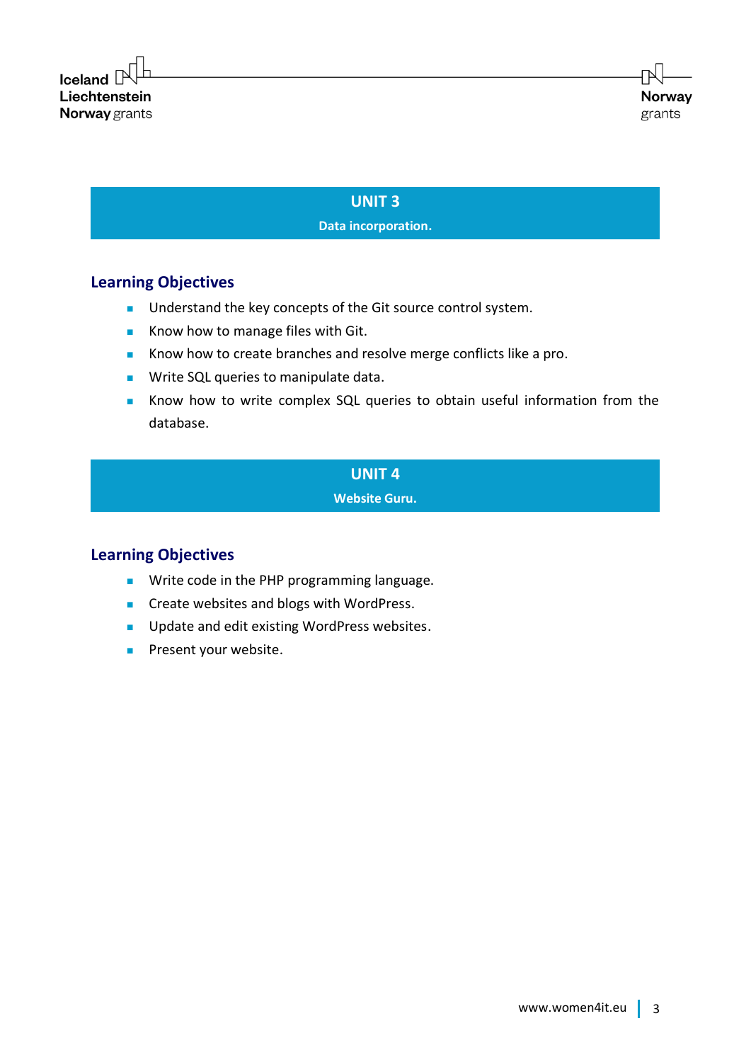## UNIT 3

**Data incorporation.**

### Learning Objectives

- Understand the key concepts of the Git source control system.
- Know how to manage files with Git.
- Know how to create branches and resolve merge conflicts like a pro.
- Write SQL queries to manipulate data.
- Know how to write complex SQL queries to obtain useful information from the database.

## UNIT 4

**Website Guru.**

### Learning Objectives

- Write code in the PHP programming language.
- Create websites and blogs with WordPress.
- Update and edit existing WordPress websites.
- Present your website.